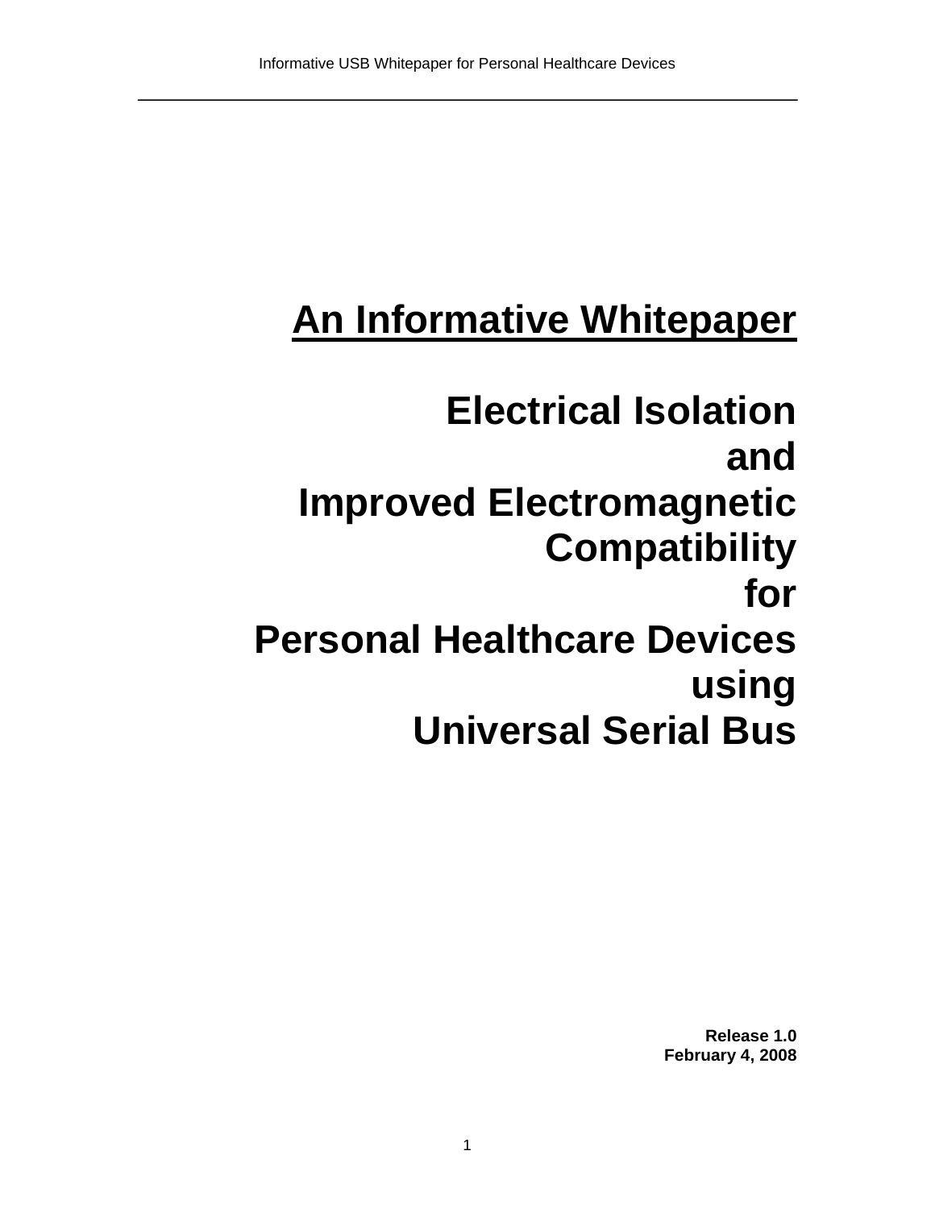# An Informative Whitepaper

# Electrical Isolation and Improved Electromagnetic Compatibility for Personal Healthcare Devices using Universal Serial Bus

**Release 1.0**
**February 4, 2008**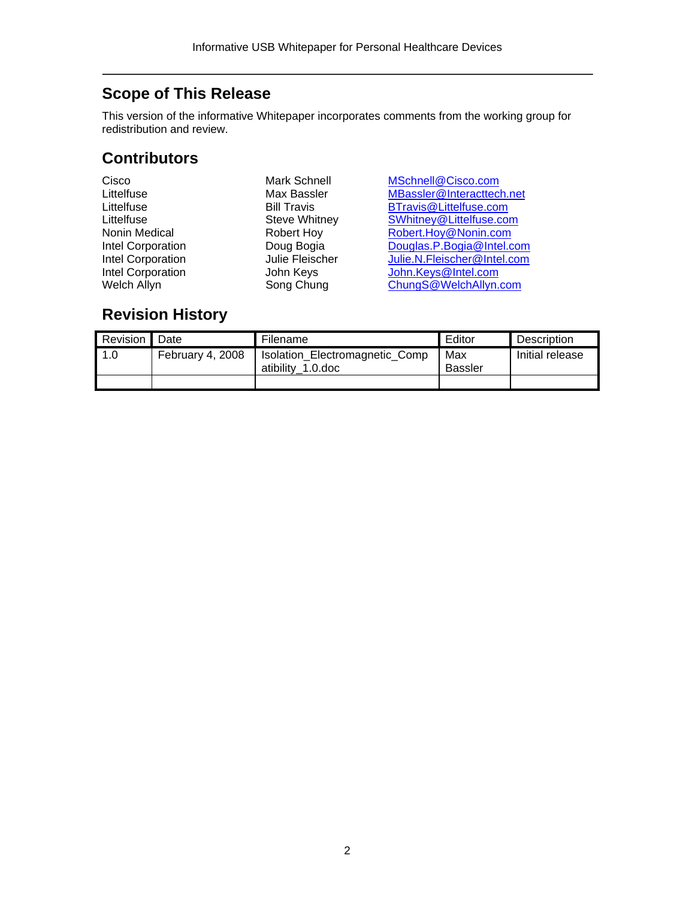## Scope of This Release

This version of the informative Whitepaper incorporates comments from the working group for redistribution and review.

## Contributors

| | | |
|---|---|---|
| Cisco | Mark Schnell | MSchnell@Cisco.com |
| Littelfuse | Max Bassler | MBassler@Interacttech.net |
| Littelfuse | Bill Travis | BTravis@Littelfuse.com |
| Littelfuse | Steve Whitney | SWhitney@Littelfuse.com |
| Nonin Medical | Robert Hoy | Robert.Hoy@Nonin.com |
| Intel Corporation | Doug Bogia | Douglas.P.Bogia@Intel.com |
| Intel Corporation | Julie Fleischer | Julie.N.Fleischer@Intel.com |
| Intel Corporation | John Keys | John.Keys@Intel.com |
| Welch Allyn | Song Chung | ChungS@WelchAllyn.com |

## Revision History

| Revision | Date | Filename | Editor | Description |
|---|---|---|---|---|
| 1.0 | February 4, 2008 | Isolation_Electromagnetic_Compatibility_1.0.doc | Max Bassler | Initial release |
| | | | | |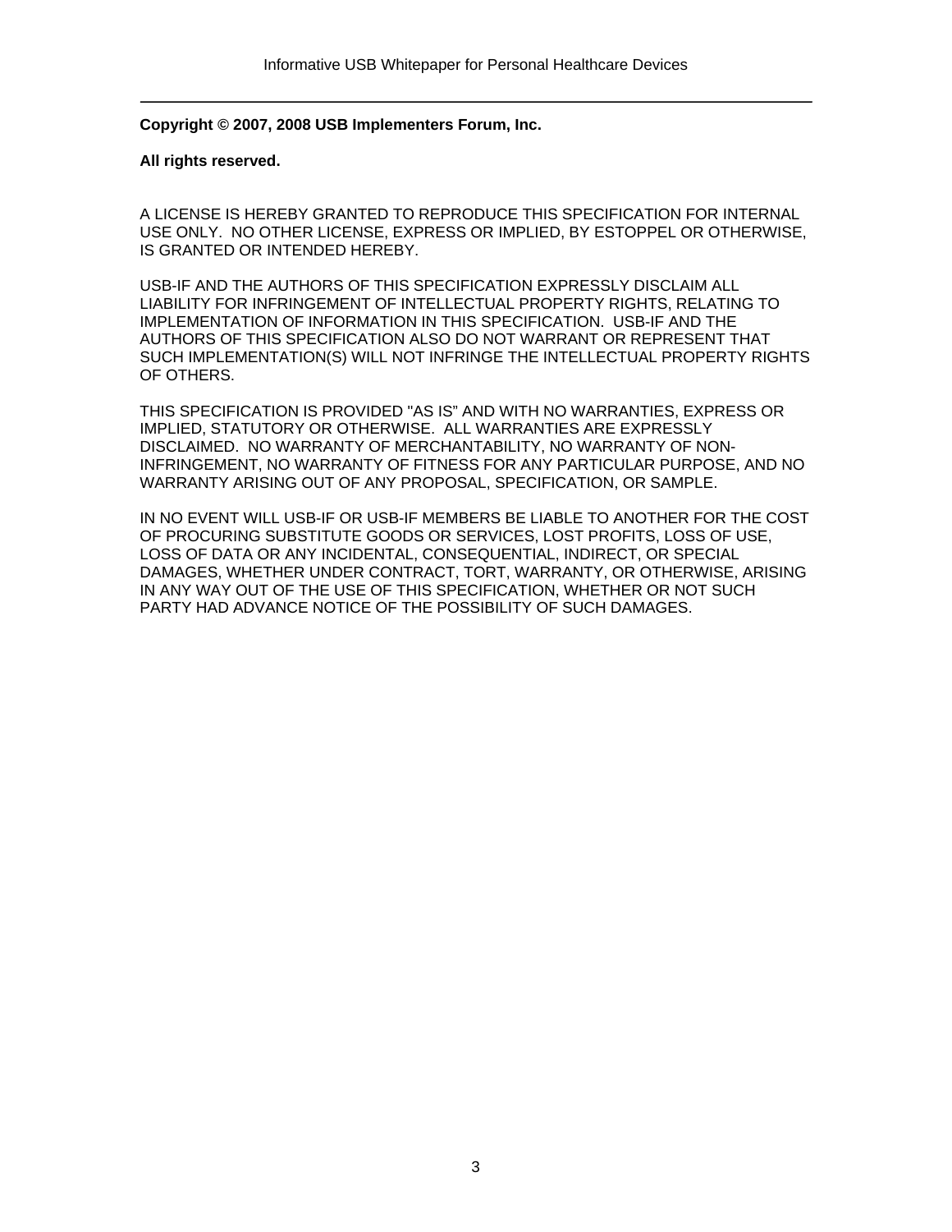**Copyright © 2007, 2008 USB Implementers Forum, Inc.**

**All rights reserved.**

A LICENSE IS HEREBY GRANTED TO REPRODUCE THIS SPECIFICATION FOR INTERNAL USE ONLY. NO OTHER LICENSE, EXPRESS OR IMPLIED, BY ESTOPPEL OR OTHERWISE, IS GRANTED OR INTENDED HEREBY.

USB-IF AND THE AUTHORS OF THIS SPECIFICATION EXPRESSLY DISCLAIM ALL LIABILITY FOR INFRINGEMENT OF INTELLECTUAL PROPERTY RIGHTS, RELATING TO IMPLEMENTATION OF INFORMATION IN THIS SPECIFICATION. USB-IF AND THE AUTHORS OF THIS SPECIFICATION ALSO DO NOT WARRANT OR REPRESENT THAT SUCH IMPLEMENTATION(S) WILL NOT INFRINGE THE INTELLECTUAL PROPERTY RIGHTS OF OTHERS.

THIS SPECIFICATION IS PROVIDED "AS IS" AND WITH NO WARRANTIES, EXPRESS OR IMPLIED, STATUTORY OR OTHERWISE. ALL WARRANTIES ARE EXPRESSLY DISCLAIMED. NO WARRANTY OF MERCHANTABILITY, NO WARRANTY OF NON-INFRINGEMENT, NO WARRANTY OF FITNESS FOR ANY PARTICULAR PURPOSE, AND NO WARRANTY ARISING OUT OF ANY PROPOSAL, SPECIFICATION, OR SAMPLE.

IN NO EVENT WILL USB-IF OR USB-IF MEMBERS BE LIABLE TO ANOTHER FOR THE COST OF PROCURING SUBSTITUTE GOODS OR SERVICES, LOST PROFITS, LOSS OF USE, LOSS OF DATA OR ANY INCIDENTAL, CONSEQUENTIAL, INDIRECT, OR SPECIAL DAMAGES, WHETHER UNDER CONTRACT, TORT, WARRANTY, OR OTHERWISE, ARISING IN ANY WAY OUT OF THE USE OF THIS SPECIFICATION, WHETHER OR NOT SUCH PARTY HAD ADVANCE NOTICE OF THE POSSIBILITY OF SUCH DAMAGES.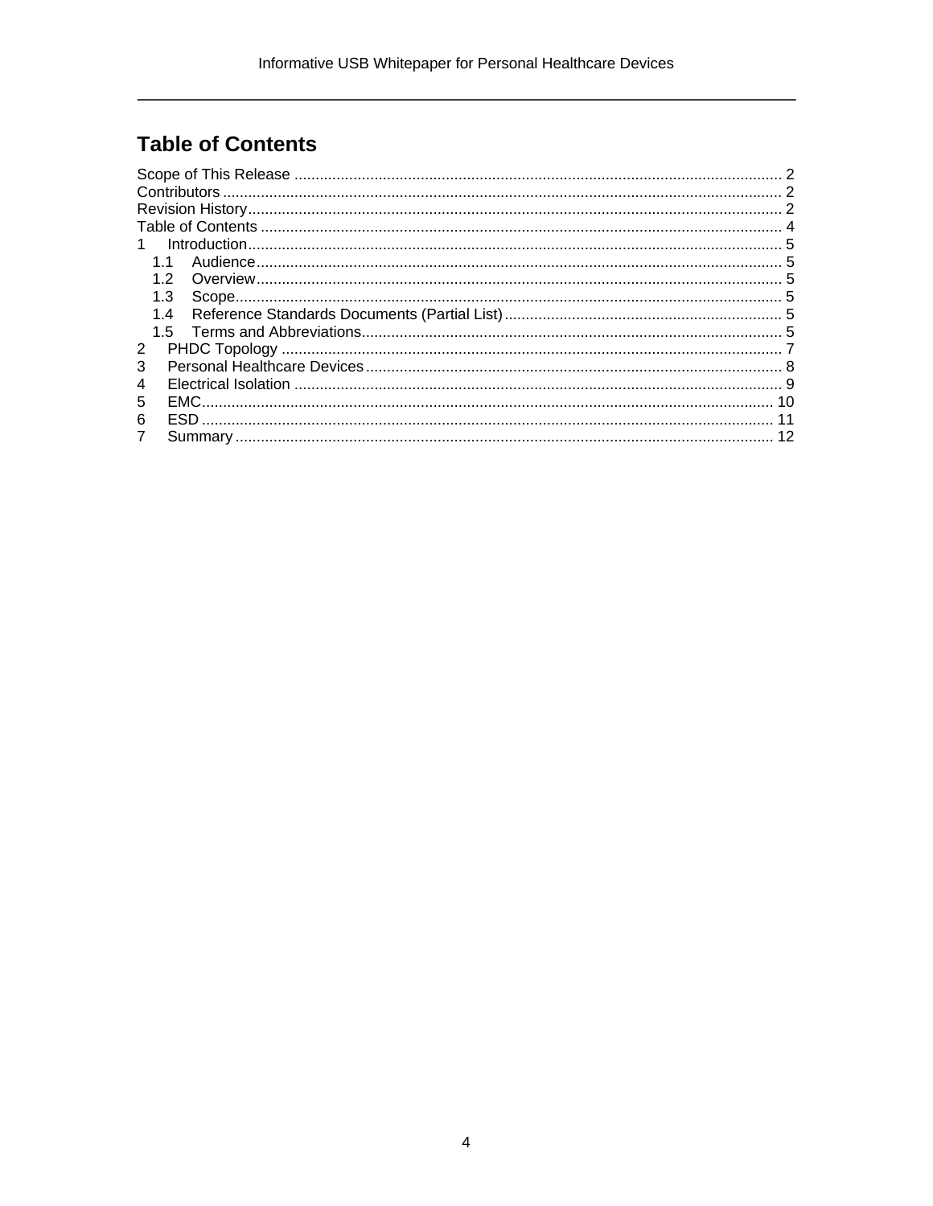# Table of Contents

Scope of This Release ........................................................................................................ 2
Contributors ........................................................................................................................ 2
Revision History .................................................................................................................. 2
Table of Contents ................................................................................................................ 4
1 Introduction ...................................................................................................................... 5
  1.1 Audience ..................................................................................................................... 5
  1.2 Overview ..................................................................................................................... 5
  1.3 Scope .......................................................................................................................... 5
  1.4 Reference Standards Documents (Partial List) ........................................................... 5
  1.5 Terms and Abbreviations ............................................................................................. 5
2 PHDC Topology ................................................................................................................ 7
3 Personal Healthcare Devices ............................................................................................ 8
4 Electrical Isolation ............................................................................................................. 9
5 EMC ................................................................................................................................ 10
6 ESD ................................................................................................................................ 11
7 Summary ......................................................................................................................... 12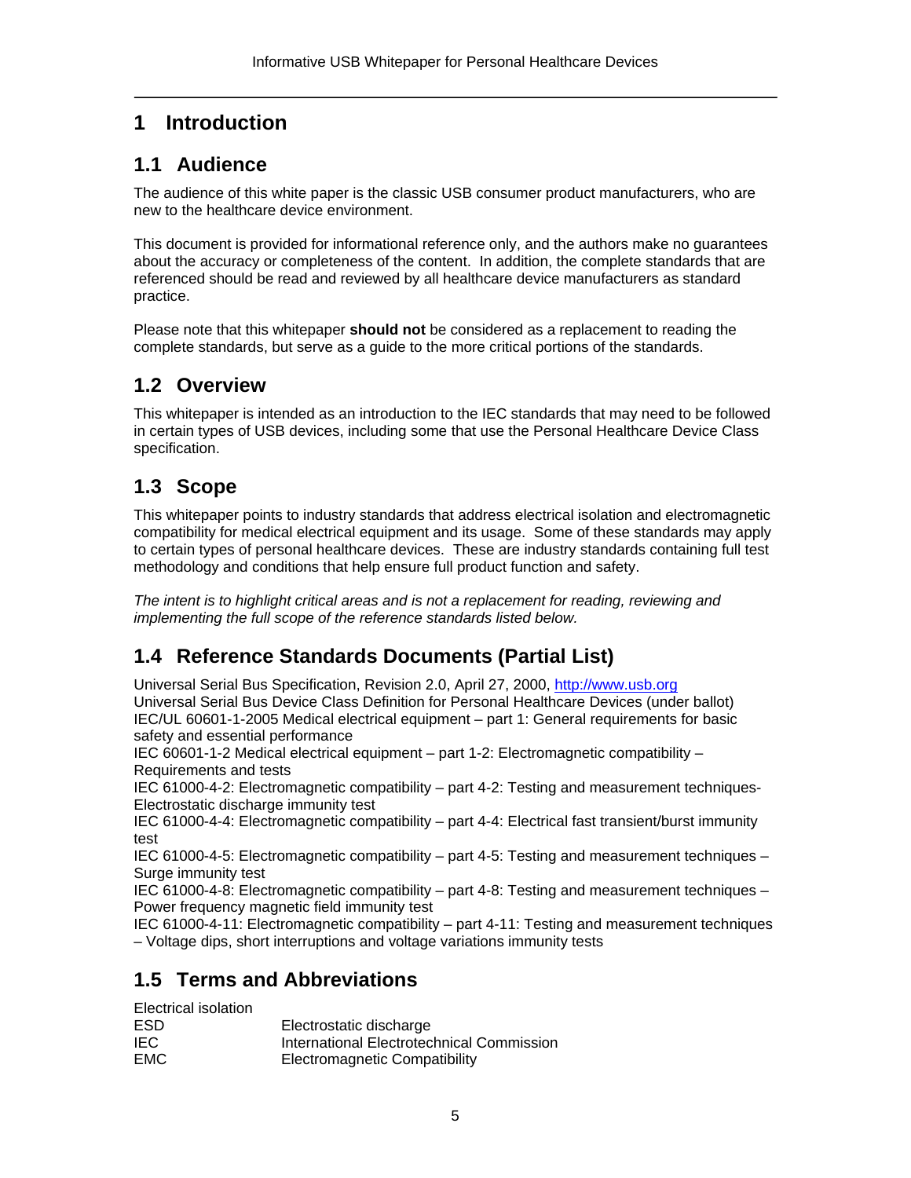# 1 Introduction

## 1.1 Audience

The audience of this white paper is the classic USB consumer product manufacturers, who are new to the healthcare device environment.

This document is provided for informational reference only, and the authors make no guarantees about the accuracy or completeness of the content. In addition, the complete standards that are referenced should be read and reviewed by all healthcare device manufacturers as standard practice.

Please note that this whitepaper **should not** be considered as a replacement to reading the complete standards, but serve as a guide to the more critical portions of the standards.

## 1.2 Overview

This whitepaper is intended as an introduction to the IEC standards that may need to be followed in certain types of USB devices, including some that use the Personal Healthcare Device Class specification.

## 1.3 Scope

This whitepaper points to industry standards that address electrical isolation and electromagnetic compatibility for medical electrical equipment and its usage. Some of these standards may apply to certain types of personal healthcare devices. These are industry standards containing full test methodology and conditions that help ensure full product function and safety.

*The intent is to highlight critical areas and is not a replacement for reading, reviewing and implementing the full scope of the reference standards listed below.*

## 1.4 Reference Standards Documents (Partial List)

Universal Serial Bus Specification, Revision 2.0, April 27, 2000, http://www.usb.org
Universal Serial Bus Device Class Definition for Personal Healthcare Devices (under ballot)
IEC/UL 60601-1-2005 Medical electrical equipment – part 1: General requirements for basic safety and essential performance
IEC 60601-1-2 Medical electrical equipment – part 1-2: Electromagnetic compatibility – Requirements and tests
IEC 61000-4-2: Electromagnetic compatibility – part 4-2: Testing and measurement techniques-Electrostatic discharge immunity test
IEC 61000-4-4: Electromagnetic compatibility – part 4-4: Electrical fast transient/burst immunity test
IEC 61000-4-5: Electromagnetic compatibility – part 4-5: Testing and measurement techniques – Surge immunity test
IEC 61000-4-8: Electromagnetic compatibility – part 4-8: Testing and measurement techniques – Power frequency magnetic field immunity test
IEC 61000-4-11: Electromagnetic compatibility – part 4-11: Testing and measurement techniques – Voltage dips, short interruptions and voltage variations immunity tests

## 1.5 Terms and Abbreviations

| | |
|---|---|
| Electrical isolation | |
| ESD | Electrostatic discharge |
| IEC | International Electrotechnical Commission |
| EMC | Electromagnetic Compatibility |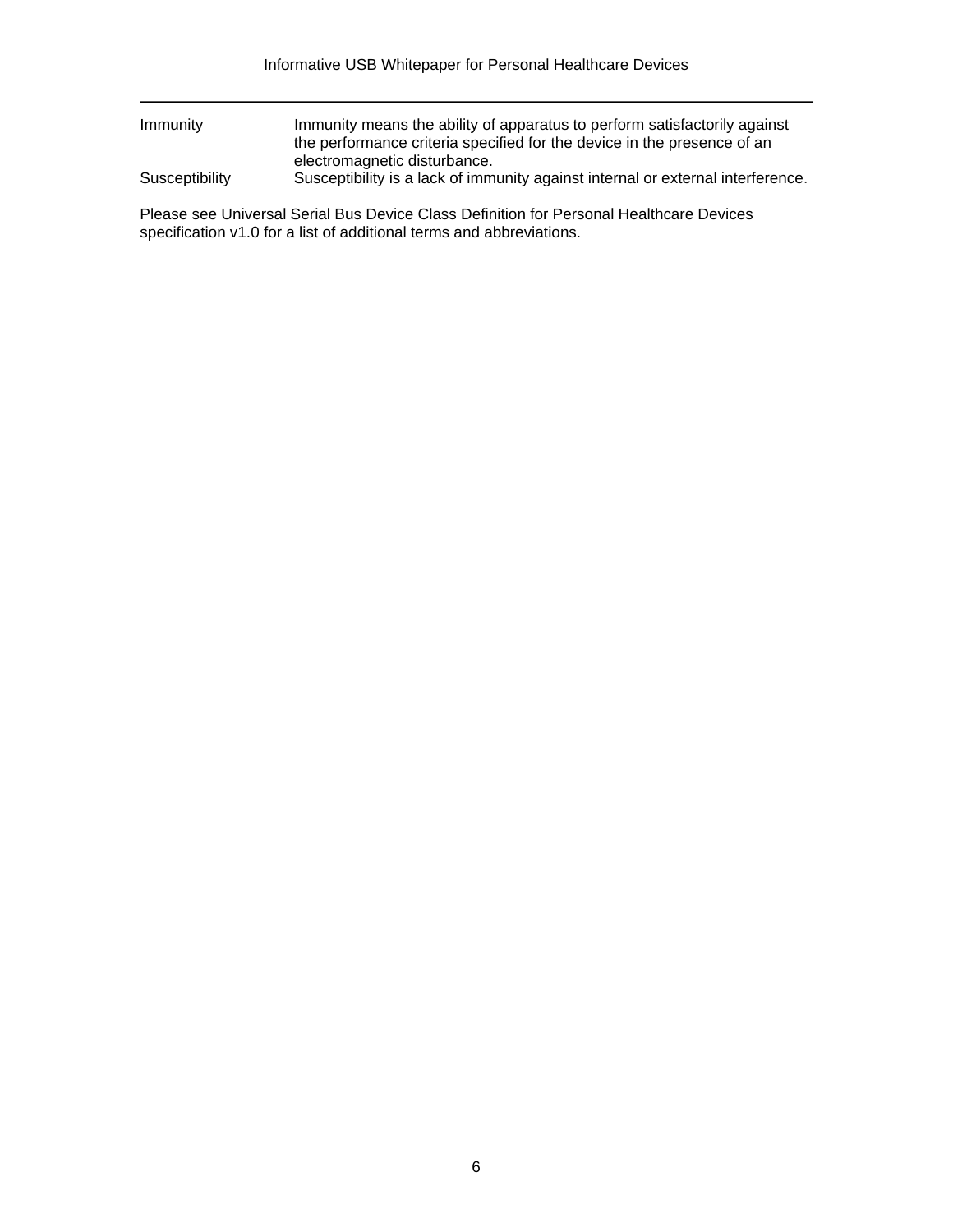| | |
|---|---|
| Immunity | Immunity means the ability of apparatus to perform satisfactorily against the performance criteria specified for the device in the presence of an electromagnetic disturbance. |
| Susceptibility | Susceptibility is a lack of immunity against internal or external interference. |

Please see Universal Serial Bus Device Class Definition for Personal Healthcare Devices specification v1.0 for a list of additional terms and abbreviations.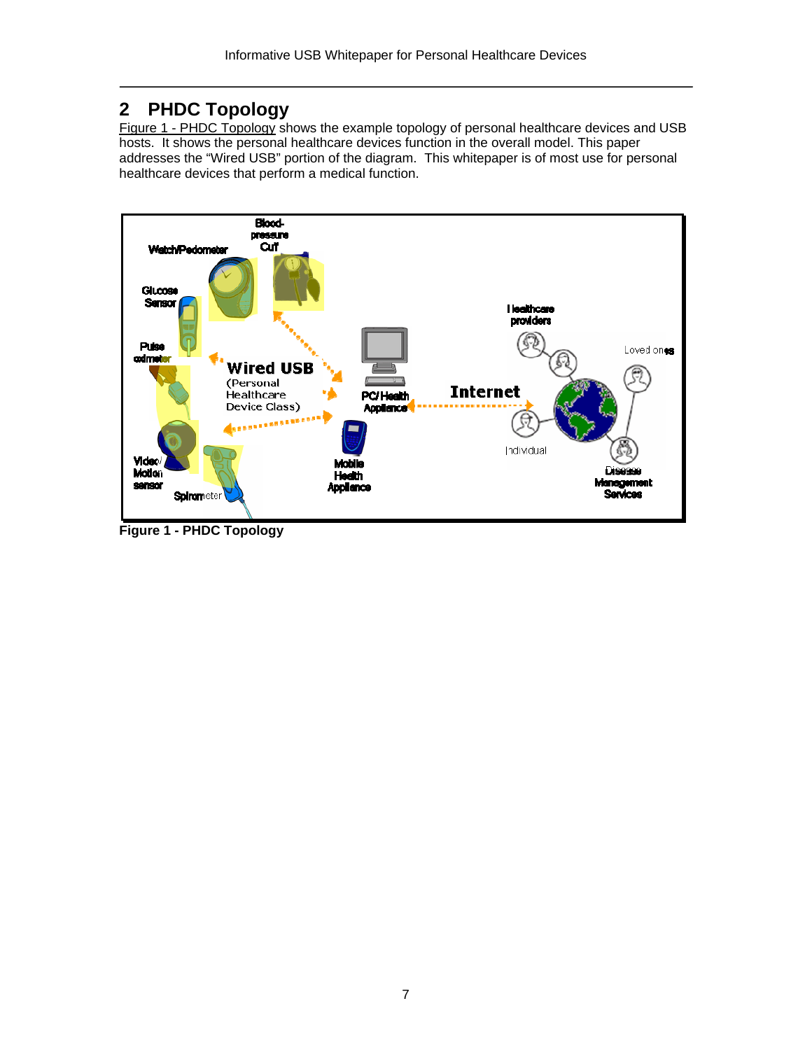## 2 PHDC Topology

Figure 1 - PHDC Topology shows the example topology of personal healthcare devices and USB hosts. It shows the personal healthcare devices function in the overall model. This paper addresses the "Wired USB" portion of the diagram. This whitepaper is of most use for personal healthcare devices that perform a medical function.

**Figure 1 - PHDC Topology**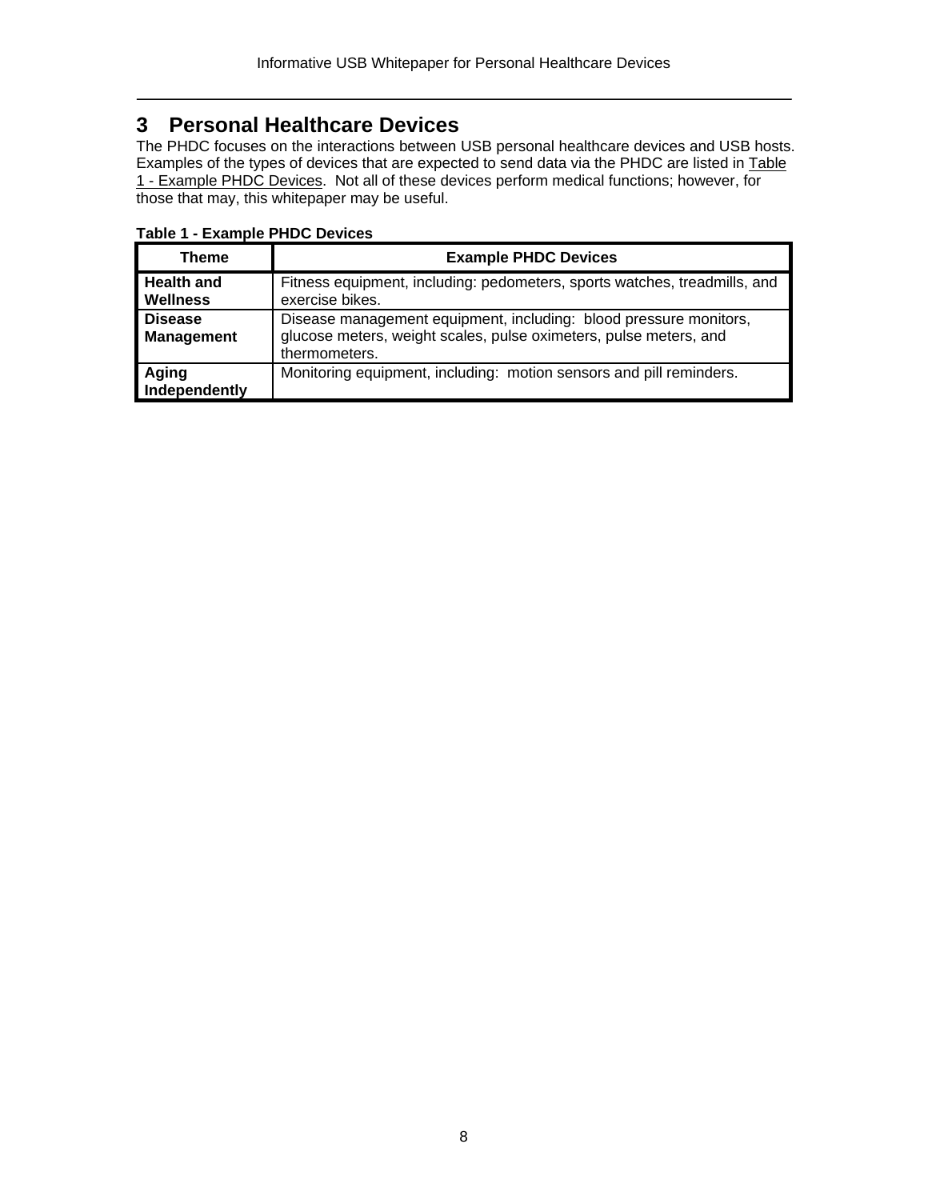# 3 Personal Healthcare Devices

The PHDC focuses on the interactions between USB personal healthcare devices and USB hosts. Examples of the types of devices that are expected to send data via the PHDC are listed in Table 1 - Example PHDC Devices. Not all of these devices perform medical functions; however, for those that may, this whitepaper may be useful.

**Table 1 - Example PHDC Devices**

| Theme | Example PHDC Devices |
|---|---|
| **Health and Wellness** | Fitness equipment, including: pedometers, sports watches, treadmills, and exercise bikes. |
| **Disease Management** | Disease management equipment, including: blood pressure monitors, glucose meters, weight scales, pulse oximeters, pulse meters, and thermometers. |
| **Aging Independently** | Monitoring equipment, including: motion sensors and pill reminders. |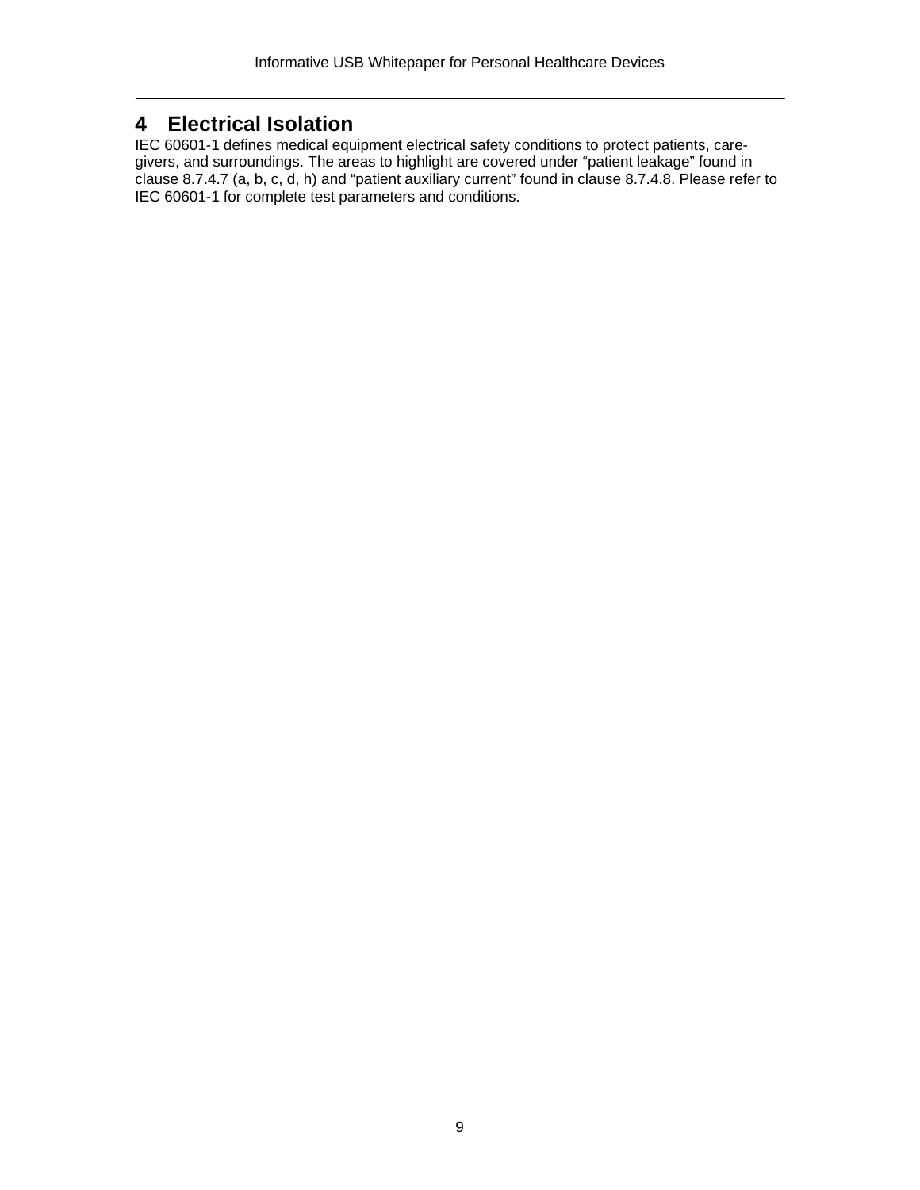# 4 Electrical Isolation

IEC 60601-1 defines medical equipment electrical safety conditions to protect patients, care-givers, and surroundings. The areas to highlight are covered under “patient leakage” found in clause 8.7.4.7 (a, b, c, d, h) and “patient auxiliary current” found in clause 8.7.4.8. Please refer to IEC 60601-1 for complete test parameters and conditions.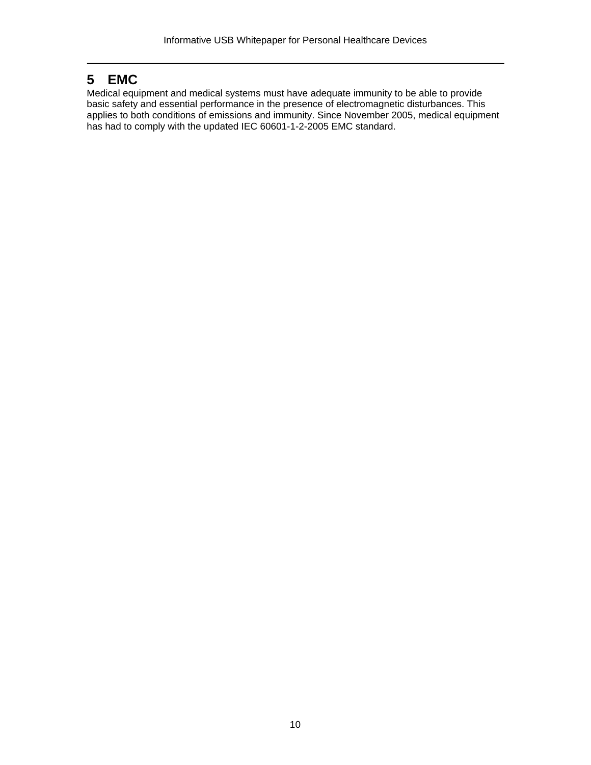# 5 EMC

Medical equipment and medical systems must have adequate immunity to be able to provide basic safety and essential performance in the presence of electromagnetic disturbances. This applies to both conditions of emissions and immunity. Since November 2005, medical equipment has had to comply with the updated IEC 60601-1-2-2005 EMC standard.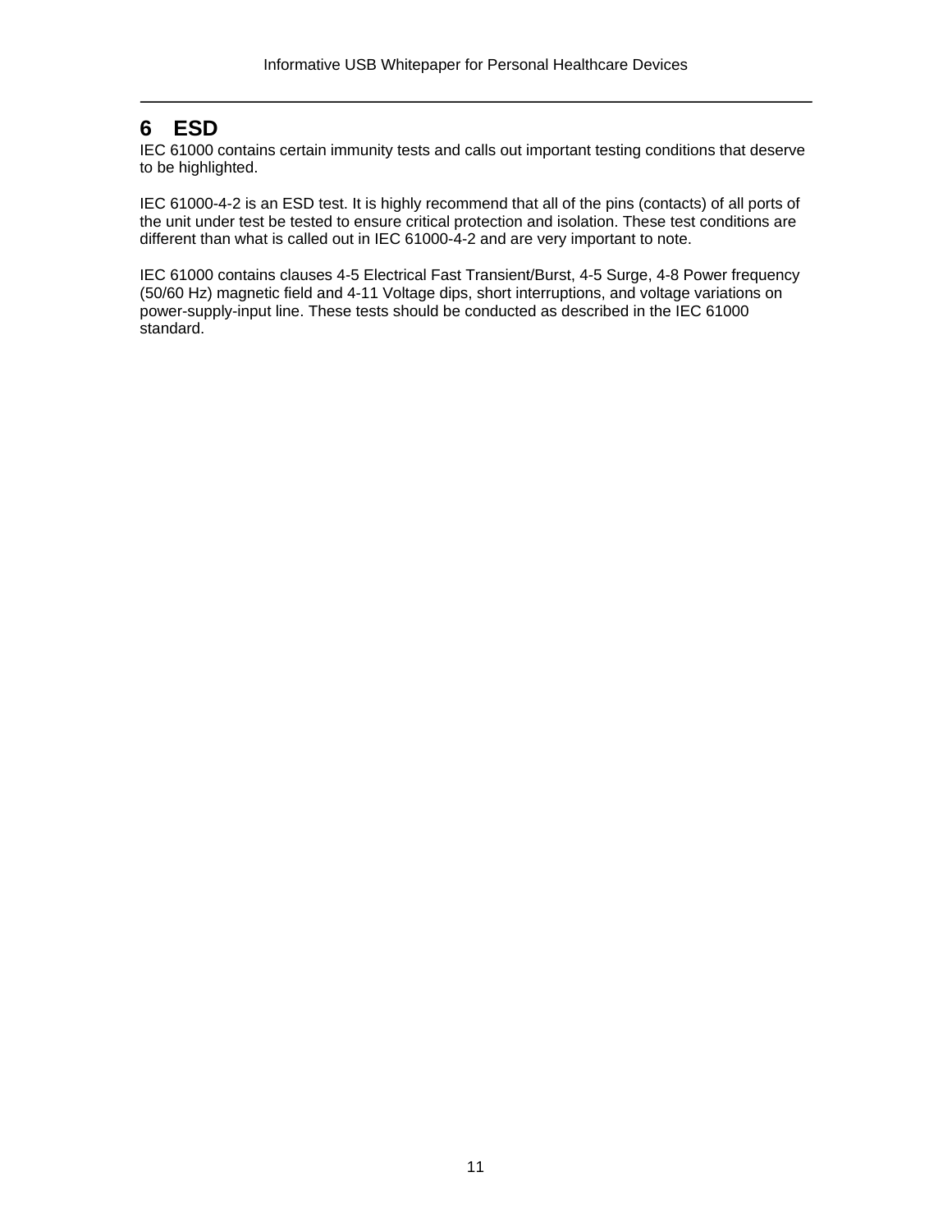# 6 ESD

IEC 61000 contains certain immunity tests and calls out important testing conditions that deserve to be highlighted.

IEC 61000-4-2 is an ESD test. It is highly recommend that all of the pins (contacts) of all ports of the unit under test be tested to ensure critical protection and isolation. These test conditions are different than what is called out in IEC 61000-4-2 and are very important to note.

IEC 61000 contains clauses 4-5 Electrical Fast Transient/Burst, 4-5 Surge, 4-8 Power frequency (50/60 Hz) magnetic field and 4-11 Voltage dips, short interruptions, and voltage variations on power-supply-input line. These tests should be conducted as described in the IEC 61000 standard.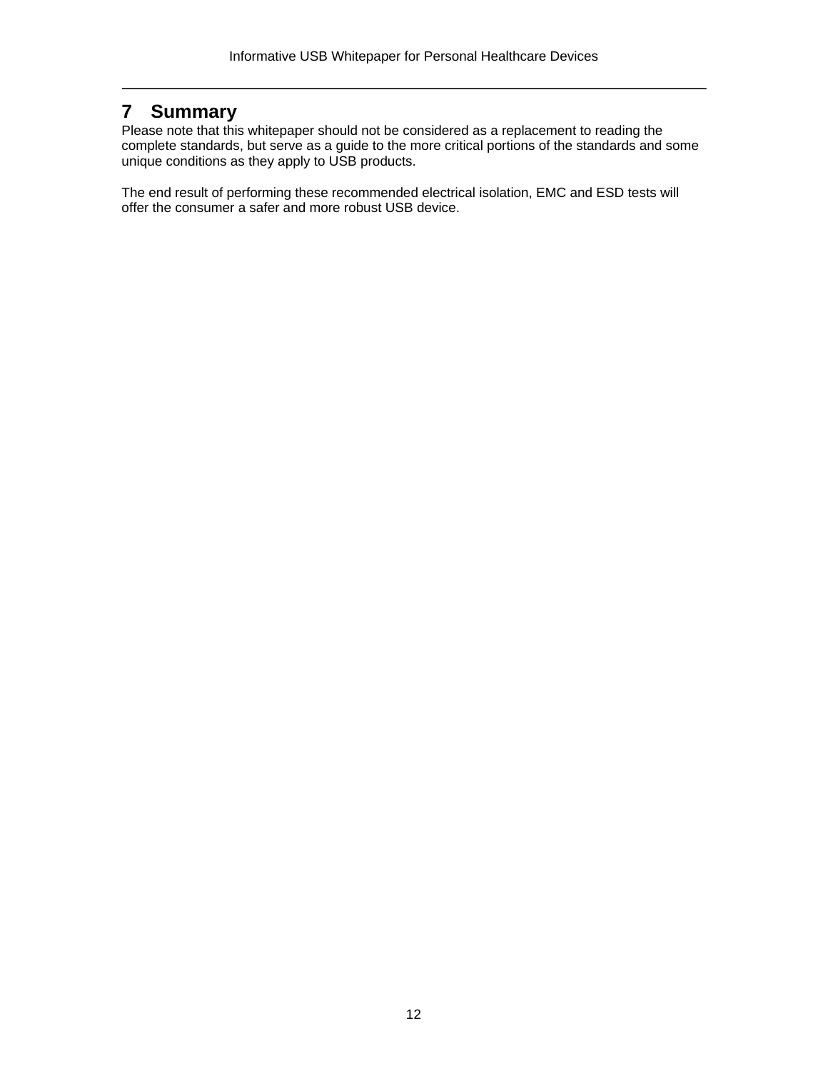# 7 Summary

Please note that this whitepaper should not be considered as a replacement to reading the complete standards, but serve as a guide to the more critical portions of the standards and some unique conditions as they apply to USB products.

The end result of performing these recommended electrical isolation, EMC and ESD tests will offer the consumer a safer and more robust USB device.